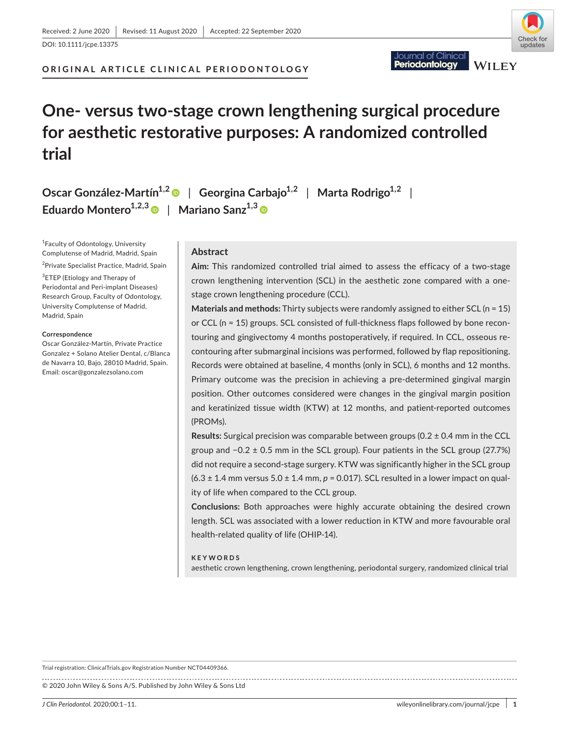Received: 2 June 2020 | Revised: 11 August 2020 | Accepted: 22 September 2020

DOI: 10.1111/jcpe.13375

ORIGINAL ARTICLE CLINICAL PERIODONTOLOGY

# One- versus two-stage crown lengthening surgical procedure for aesthetic restorative purposes: A randomized controlled trial

**Oscar González-Martín[1,2] | Georgina Carbajo[1,2] | Marta Rodrigo[1,2] | Eduardo Montero[1,2,3] | Mariano Sanz[1,3]**

[1]Faculty of Odontology, University Complutense of Madrid, Madrid, Spain

[2]Private Specialist Practice, Madrid, Spain

[3]ETEP (Etiology and Therapy of Periodontal and Peri-implant Diseases) Research Group, Faculty of Odontology, University Complutense of Madrid, Madrid, Spain

**Correspondence**
Oscar González-Martín, Private Practice Gonzalez + Solano Atelier Dental, c/Blanca de Navarra 10, Bajo, 28010 Madrid, Spain.
Email: oscar@gonzalezsolano.com

## Abstract

**Aim:** This randomized controlled trial aimed to assess the efficacy of a two-stage crown lengthening intervention (SCL) in the aesthetic zone compared with a one-stage crown lengthening procedure (CCL).

**Materials and methods:** Thirty subjects were randomly assigned to either SCL (n = 15) or CCL (n = 15) groups. SCL consisted of full-thickness flaps followed by bone recontouring and gingivectomy 4 months postoperatively, if required. In CCL, osseous recontouring after submarginal incisions was performed, followed by flap repositioning. Records were obtained at baseline, 4 months (only in SCL), 6 months and 12 months. Primary outcome was the precision in achieving a pre-determined gingival margin position. Other outcomes considered were changes in the gingival margin position and keratinized tissue width (KTW) at 12 months, and patient-reported outcomes (PROMs).

**Results:** Surgical precision was comparable between groups (0.2 ± 0.4 mm in the CCL group and −0.2 ± 0.5 mm in the SCL group). Four patients in the SCL group (27.7%) did not require a second-stage surgery. KTW was significantly higher in the SCL group (6.3 ± 1.4 mm versus 5.0 ± 1.4 mm, $p = 0.017$). SCL resulted in a lower impact on quality of life when compared to the CCL group.

**Conclusions:** Both approaches were highly accurate obtaining the desired crown length. SCL was associated with a lower reduction in KTW and more favourable oral health-related quality of life (OHIP-14).

**KEYWORDS**

aesthetic crown lengthening, crown lengthening, periodontal surgery, randomized clinical trial

Trial registration: ClinicalTrials.gov Registration Number NCT04409366.

© 2020 John Wiley & Sons A/S. Published by John Wiley & Sons Ltd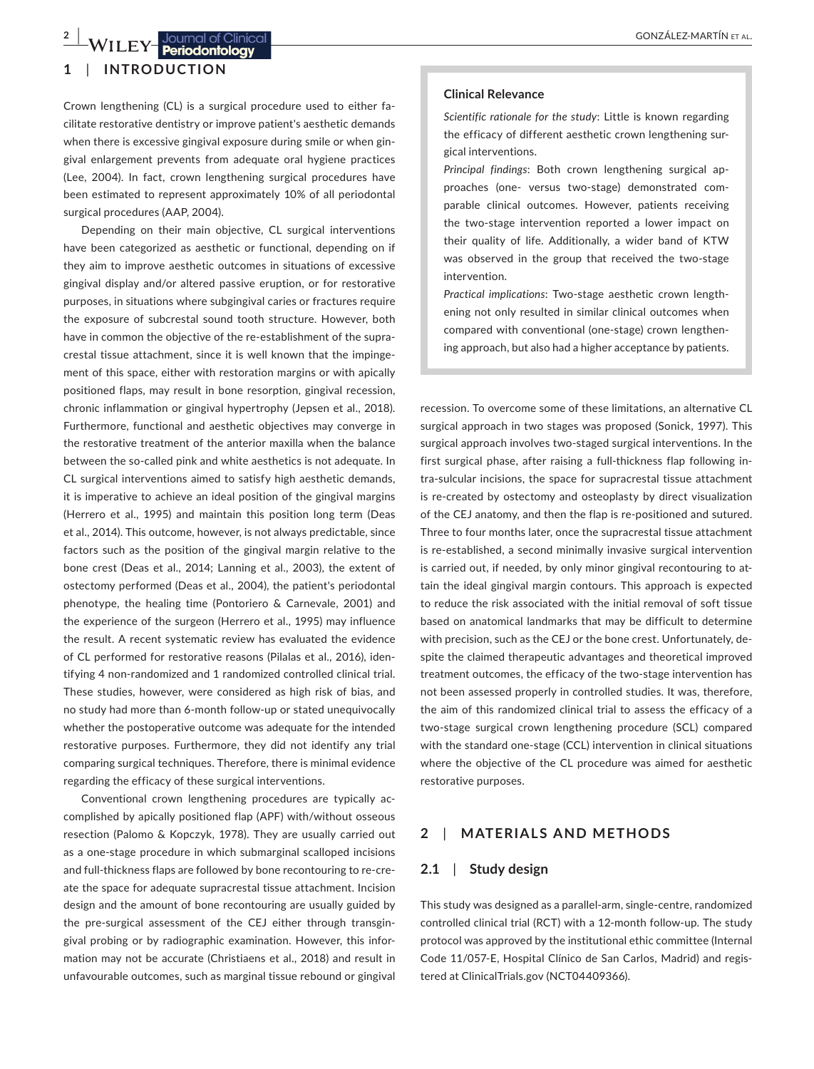## 1 | INTRODUCTION

Crown lengthening (CL) is a surgical procedure used to either facilitate restorative dentistry or improve patient's aesthetic demands when there is excessive gingival exposure during smile or when gingival enlargement prevents from adequate oral hygiene practices (Lee, 2004). In fact, crown lengthening surgical procedures have been estimated to represent approximately 10% of all periodontal surgical procedures (AAP, 2004).

Depending on their main objective, CL surgical interventions have been categorized as aesthetic or functional, depending on if they aim to improve aesthetic outcomes in situations of excessive gingival display and/or altered passive eruption, or for restorative purposes, in situations where subgingival caries or fractures require the exposure of subcrestal sound tooth structure. However, both have in common the objective of the re-establishment of the supracrestal tissue attachment, since it is well known that the impingement of this space, either with restoration margins or with apically positioned flaps, may result in bone resorption, gingival recession, chronic inflammation or gingival hypertrophy (Jepsen et al., 2018). Furthermore, functional and aesthetic objectives may converge in the restorative treatment of the anterior maxilla when the balance between the so-called pink and white aesthetics is not adequate. In CL surgical interventions aimed to satisfy high aesthetic demands, it is imperative to achieve an ideal position of the gingival margins (Herrero et al., 1995) and maintain this position long term (Deas et al., 2014). This outcome, however, is not always predictable, since factors such as the position of the gingival margin relative to the bone crest (Deas et al., 2014; Lanning et al., 2003), the extent of ostectomy performed (Deas et al., 2004), the patient's periodontal phenotype, the healing time (Pontoriero & Carnevale, 2001) and the experience of the surgeon (Herrero et al., 1995) may influence the result. A recent systematic review has evaluated the evidence of CL performed for restorative reasons (Pilalas et al., 2016), identifying 4 non-randomized and 1 randomized controlled clinical trial. These studies, however, were considered as high risk of bias, and no study had more than 6-month follow-up or stated unequivocally whether the postoperative outcome was adequate for the intended restorative purposes. Furthermore, they did not identify any trial comparing surgical techniques. Therefore, there is minimal evidence regarding the efficacy of these surgical interventions.

Conventional crown lengthening procedures are typically accomplished by apically positioned flap (APF) with/without osseous resection (Palomo & Kopczyk, 1978). They are usually carried out as a one-stage procedure in which submarginal scalloped incisions and full-thickness flaps are followed by bone recontouring to re-create the space for adequate supracrestal tissue attachment. Incision design and the amount of bone recontouring are usually guided by the pre-surgical assessment of the CEJ either through transgingival probing or by radiographic examination. However, this information may not be accurate (Christiaens et al., 2018) and result in unfavourable outcomes, such as marginal tissue rebound or gingival recession. To overcome some of these limitations, an alternative CL surgical approach in two stages was proposed (Sonick, 1997). This surgical approach involves two-staged surgical interventions. In the first surgical phase, after raising a full-thickness flap following intra-sulcular incisions, the space for supracrestal tissue attachment is re-created by ostectomy and osteoplasty by direct visualization of the CEJ anatomy, and then the flap is re-positioned and sutured. Three to four months later, once the supracrestal tissue attachment is re-established, a second minimally invasive surgical intervention is carried out, if needed, by only minor gingival recontouring to attain the ideal gingival margin contours. This approach is expected to reduce the risk associated with the initial removal of soft tissue based on anatomical landmarks that may be difficult to determine with precision, such as the CEJ or the bone crest. Unfortunately, despite the claimed therapeutic advantages and theoretical improved treatment outcomes, the efficacy of the two-stage intervention has not been assessed properly in controlled studies. It was, therefore, the aim of this randomized clinical trial to assess the efficacy of a two-stage surgical crown lengthening procedure (SCL) compared with the standard one-stage (CCL) intervention in clinical situations where the objective of the CL procedure was aimed for aesthetic restorative purposes.

> **Clinical Relevance**
>
> *Scientific rationale for the study*: Little is known regarding the efficacy of different aesthetic crown lengthening surgical interventions.
>
> *Principal findings*: Both crown lengthening surgical approaches (one- versus two-stage) demonstrated comparable clinical outcomes. However, patients receiving the two-stage intervention reported a lower impact on their quality of life. Additionally, a wider band of KTW was observed in the group that received the two-stage intervention.
>
> *Practical implications*: Two-stage aesthetic crown lengthening not only resulted in similar clinical outcomes when compared with conventional (one-stage) crown lengthening approach, but also had a higher acceptance by patients.

## 2 | MATERIALS AND METHODS

### 2.1 | Study design

This study was designed as a parallel-arm, single-centre, randomized controlled clinical trial (RCT) with a 12-month follow-up. The study protocol was approved by the institutional ethic committee (Internal Code 11/057-E, Hospital Clínico de San Carlos, Madrid) and registered at ClinicalTrials.gov (NCT04409366).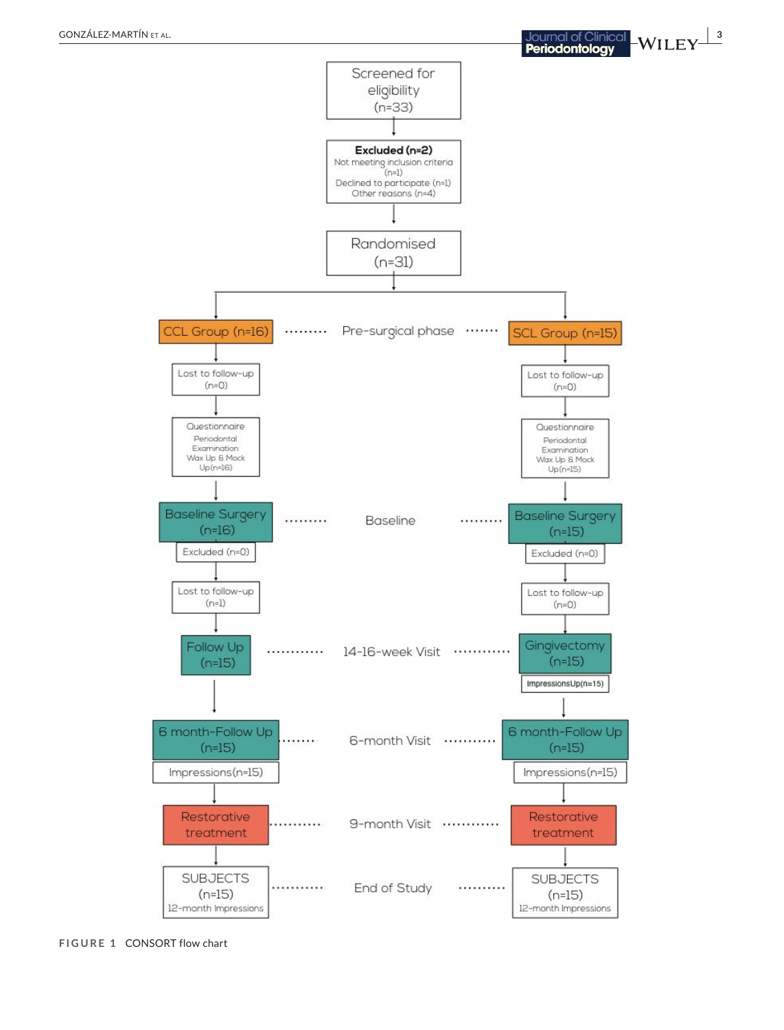Screened for eligibility (n=33)

↓

**Excluded (n=2)**
Not meeting inclusion criteria (n=1)
Declined to participate (n=1)
Other reasons (n=4)

↓

Randomised (n=31)

| CCL Group (n=16) | Pre-surgical phase | SCL Group (n=15) |
|---|---|---|
| Lost to follow-up (n=0) | | Lost to follow-up (n=0) |
| Questionnaire Periodontal Examination Wax Up & Mock Up(n=16) | | Questionnaire Periodontal Examination Wax Up & Mock Up(n=15) |
| Baseline Surgery (n=16) | Baseline | Baseline Surgery (n=15) |
| Excluded (n=0) | | Excluded (n=0) |
| Lost to follow-up (n=1) | | Lost to follow-up (n=0) |
| Follow Up (n=15) | 14-16-week Visit | Gingivectomy (n=15) |
| | | ImpressionsUp(n=15) |
| 6 month-Follow Up (n=15) | 6-month Visit | 6 month-Follow Up (n=15) |
| Impressions(n=15) | | Impressions(n=15) |
| Restorative treatment | 9-month Visit | Restorative treatment |
| SUBJECTS (n=15) 12-month Impressions | End of Study | SUBJECTS (n=15) 12-month Impressions |

**FIGURE 1** CONSORT flow chart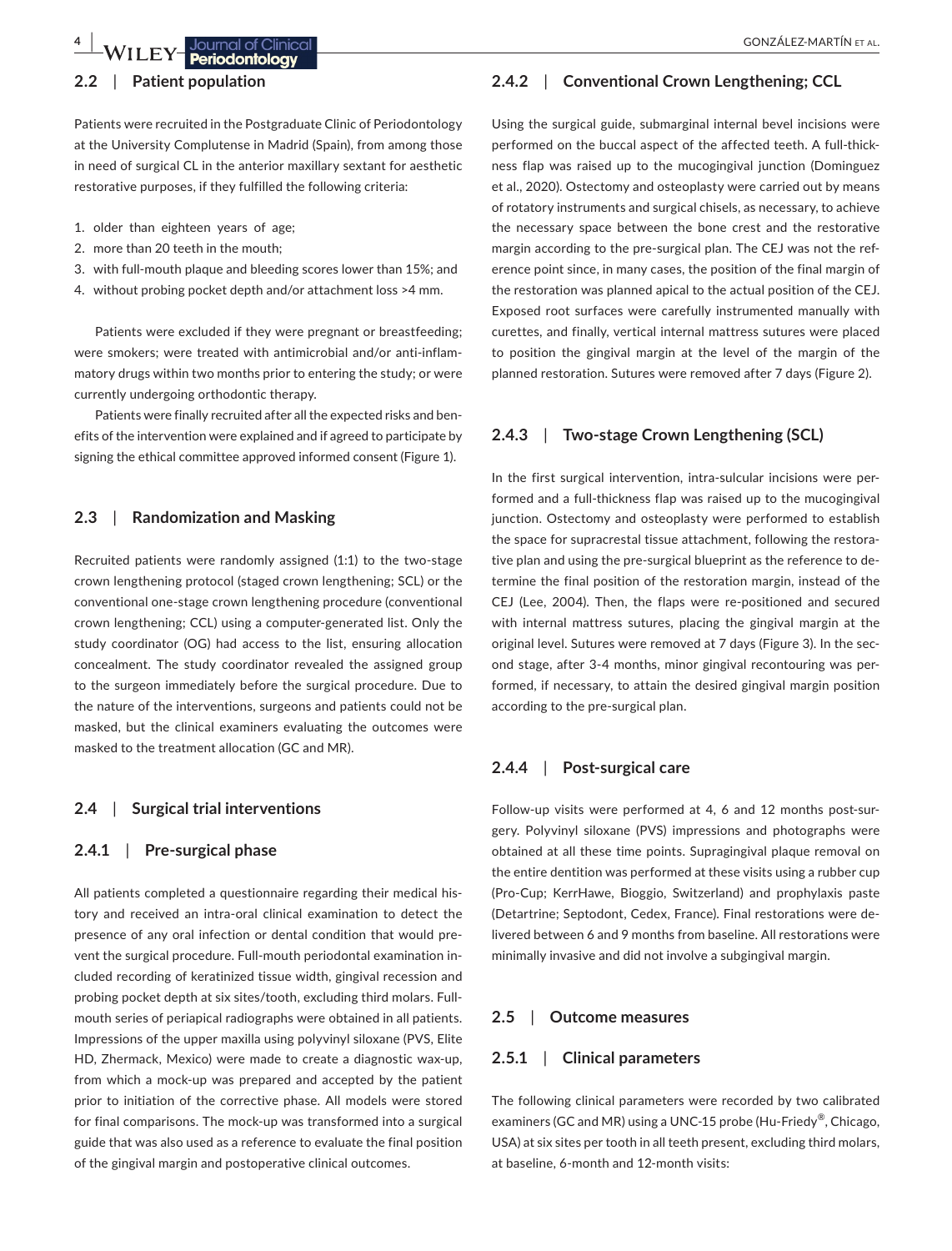### 2.2 | Patient population

Patients were recruited in the Postgraduate Clinic of Periodontology at the University Complutense in Madrid (Spain), from among those in need of surgical CL in the anterior maxillary sextant for aesthetic restorative purposes, if they fulfilled the following criteria:

1. older than eighteen years of age;
2. more than 20 teeth in the mouth;
3. with full-mouth plaque and bleeding scores lower than 15%; and
4. without probing pocket depth and/or attachment loss >4 mm.

Patients were excluded if they were pregnant or breastfeeding; were smokers; were treated with antimicrobial and/or anti-inflammatory drugs within two months prior to entering the study; or were currently undergoing orthodontic therapy.

Patients were finally recruited after all the expected risks and benefits of the intervention were explained and if agreed to participate by signing the ethical committee approved informed consent (Figure 1).

### 2.3 | Randomization and Masking

Recruited patients were randomly assigned (1:1) to the two-stage crown lengthening protocol (staged crown lengthening; SCL) or the conventional one-stage crown lengthening procedure (conventional crown lengthening; CCL) using a computer-generated list. Only the study coordinator (OG) had access to the list, ensuring allocation concealment. The study coordinator revealed the assigned group to the surgeon immediately before the surgical procedure. Due to the nature of the interventions, surgeons and patients could not be masked, but the clinical examiners evaluating the outcomes were masked to the treatment allocation (GC and MR).

### 2.4 | Surgical trial interventions

#### 2.4.1 | Pre-surgical phase

All patients completed a questionnaire regarding their medical history and received an intra-oral clinical examination to detect the presence of any oral infection or dental condition that would prevent the surgical procedure. Full-mouth periodontal examination included recording of keratinized tissue width, gingival recession and probing pocket depth at six sites/tooth, excluding third molars. Full-mouth series of periapical radiographs were obtained in all patients. Impressions of the upper maxilla using polyvinyl siloxane (PVS, Elite HD, Zhermack, Mexico) were made to create a diagnostic wax-up, from which a mock-up was prepared and accepted by the patient prior to initiation of the corrective phase. All models were stored for final comparisons. The mock-up was transformed into a surgical guide that was also used as a reference to evaluate the final position of the gingival margin and postoperative clinical outcomes.

#### 2.4.2 | Conventional Crown Lengthening; CCL

Using the surgical guide, submarginal internal bevel incisions were performed on the buccal aspect of the affected teeth. A full-thickness flap was raised up to the mucogingival junction (Dominguez et al., 2020). Ostectomy and osteoplasty were carried out by means of rotatory instruments and surgical chisels, as necessary, to achieve the necessary space between the bone crest and the restorative margin according to the pre-surgical plan. The CEJ was not the reference point since, in many cases, the position of the final margin of the restoration was planned apical to the actual position of the CEJ. Exposed root surfaces were carefully instrumented manually with curettes, and finally, vertical internal mattress sutures were placed to position the gingival margin at the level of the margin of the planned restoration. Sutures were removed after 7 days (Figure 2).

#### 2.4.3 | Two-stage Crown Lengthening (SCL)

In the first surgical intervention, intra-sulcular incisions were performed and a full-thickness flap was raised up to the mucogingival junction. Ostectomy and osteoplasty were performed to establish the space for supracrestal tissue attachment, following the restorative plan and using the pre-surgical blueprint as the reference to determine the final position of the restoration margin, instead of the CEJ (Lee, 2004). Then, the flaps were re-positioned and secured with internal mattress sutures, placing the gingival margin at the original level. Sutures were removed at 7 days (Figure 3). In the second stage, after 3-4 months, minor gingival recontouring was performed, if necessary, to attain the desired gingival margin position according to the pre-surgical plan.

#### 2.4.4 | Post-surgical care

Follow-up visits were performed at 4, 6 and 12 months post-surgery. Polyvinyl siloxane (PVS) impressions and photographs were obtained at all these time points. Supragingival plaque removal on the entire dentition was performed at these visits using a rubber cup (Pro-Cup; KerrHawe, Bioggio, Switzerland) and prophylaxis paste (Detartrine; Septodont, Cedex, France). Final restorations were delivered between 6 and 9 months from baseline. All restorations were minimally invasive and did not involve a subgingival margin.

### 2.5 | Outcome measures

#### 2.5.1 | Clinical parameters

The following clinical parameters were recorded by two calibrated examiners (GC and MR) using a UNC-15 probe (Hu-Friedy®, Chicago, USA) at six sites per tooth in all teeth present, excluding third molars, at baseline, 6-month and 12-month visits: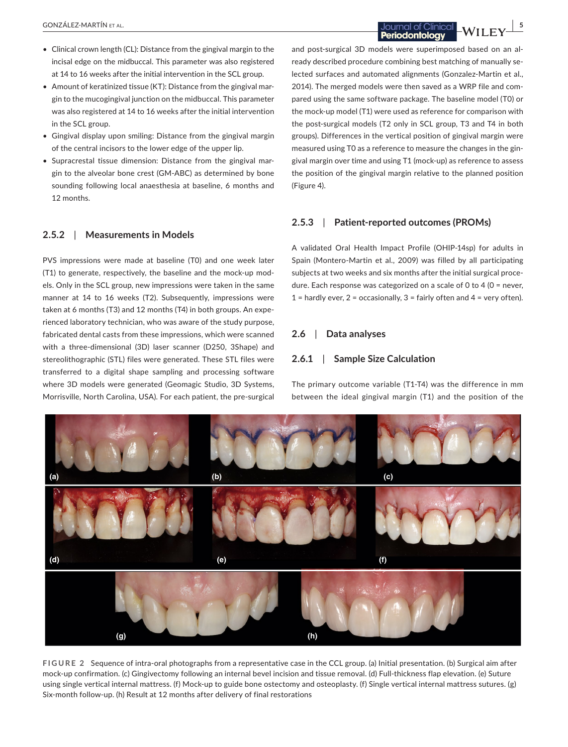- Clinical crown length (CL): Distance from the gingival margin to the incisal edge on the midbuccal. This parameter was also registered at 14 to 16 weeks after the initial intervention in the SCL group.
- Amount of keratinized tissue (KT): Distance from the gingival margin to the mucogingival junction on the midbuccal. This parameter was also registered at 14 to 16 weeks after the initial intervention in the SCL group.
- Gingival display upon smiling: Distance from the gingival margin of the central incisors to the lower edge of the upper lip.
- Supracrestal tissue dimension: Distance from the gingival margin to the alveolar bone crest (GM-ABC) as determined by bone sounding following local anaesthesia at baseline, 6 months and 12 months.

### 2.5.2 | Measurements in Models

PVS impressions were made at baseline (T0) and one week later (T1) to generate, respectively, the baseline and the mock-up models. Only in the SCL group, new impressions were taken in the same manner at 14 to 16 weeks (T2). Subsequently, impressions were taken at 6 months (T3) and 12 months (T4) in both groups. An experienced laboratory technician, who was aware of the study purpose, fabricated dental casts from these impressions, which were scanned with a three-dimensional (3D) laser scanner (D250, 3Shape) and stereolithographic (STL) files were generated. These STL files were transferred to a digital shape sampling and processing software where 3D models were generated (Geomagic Studio, 3D Systems, Morrisville, North Carolina, USA). For each patient, the pre-surgical and post-surgical 3D models were superimposed based on an already described procedure combining best matching of manually selected surfaces and automated alignments (Gonzalez-Martin et al., 2014). The merged models were then saved as a WRP file and compared using the same software package. The baseline model (T0) or the mock-up model (T1) were used as reference for comparison with the post-surgical models (T2 only in SCL group, T3 and T4 in both groups). Differences in the vertical position of gingival margin were measured using T0 as a reference to measure the changes in the gingival margin over time and using T1 (mock-up) as reference to assess the position of the gingival margin relative to the planned position (Figure 4).

### 2.5.3 | Patient-reported outcomes (PROMs)

A validated Oral Health Impact Profile (OHIP-14sp) for adults in Spain (Montero-Martin et al., 2009) was filled by all participating subjects at two weeks and six months after the initial surgical procedure. Each response was categorized on a scale of 0 to 4 (0 = never, 1 = hardly ever, 2 = occasionally, 3 = fairly often and 4 = very often).

## 2.6 | Data analyses

### 2.6.1 | Sample Size Calculation

The primary outcome variable (T1-T4) was the difference in mm between the ideal gingival margin (T1) and the position of the

FIGURE 2 Sequence of intra-oral photographs from a representative case in the CCL group. (a) Initial presentation. (b) Surgical aim after mock-up confirmation. (c) Gingivectomy following an internal bevel incision and tissue removal. (d) Full-thickness flap elevation. (e) Suture using single vertical internal mattress. (f) Mock-up to guide bone ostectomy and osteoplasty. (f) Single vertical internal mattress sutures. (g) Six-month follow-up. (h) Result at 12 months after delivery of final restorations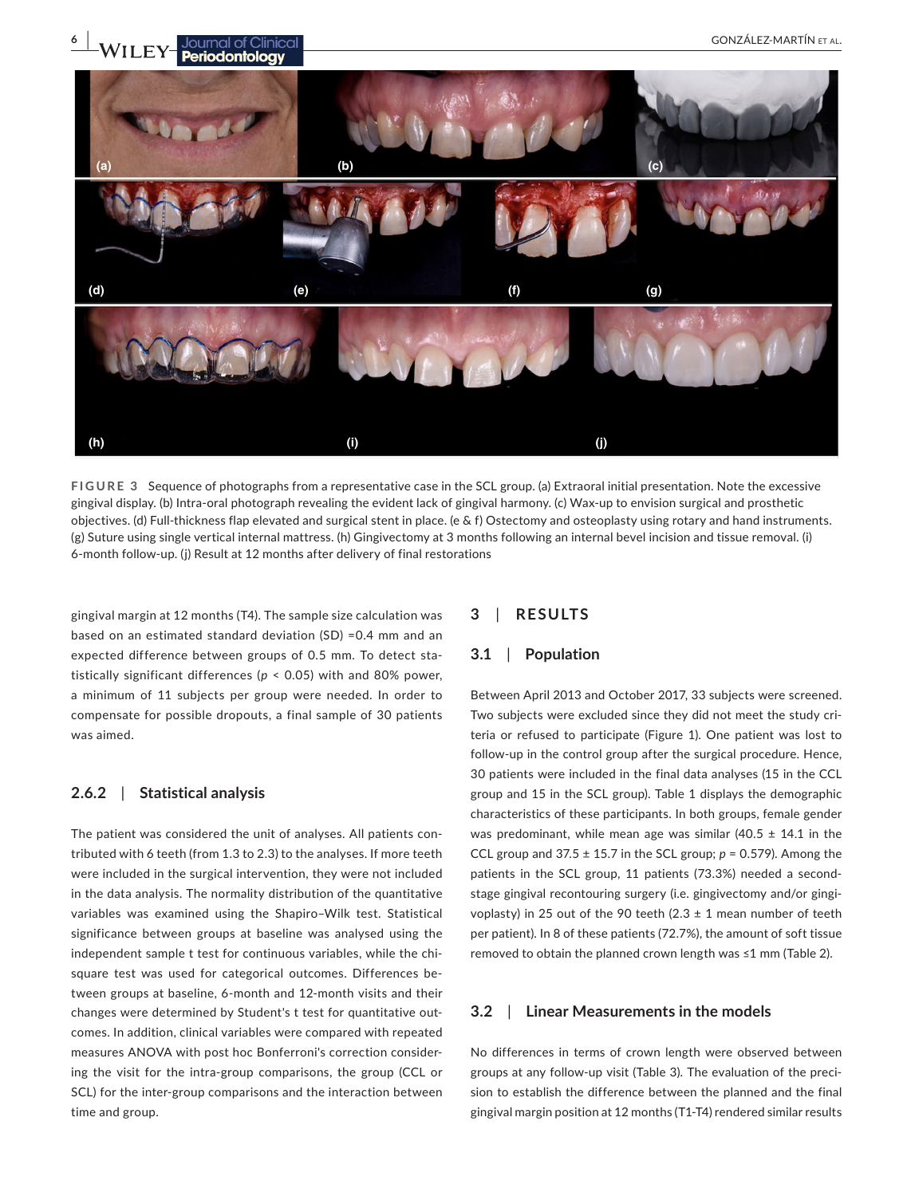FIGURE 3 Sequence of photographs from a representative case in the SCL group. (a) Extraoral initial presentation. Note the excessive gingival display. (b) Intra-oral photograph revealing the evident lack of gingival harmony. (c) Wax-up to envision surgical and prosthetic objectives. (d) Full-thickness flap elevated and surgical stent in place. (e & f) Ostectomy and osteoplasty using rotary and hand instruments. (g) Suture using single vertical internal mattress. (h) Gingivectomy at 3 months following an internal bevel incision and tissue removal. (i) 6-month follow-up. (j) Result at 12 months after delivery of final restorations

gingival margin at 12 months (T4). The sample size calculation was based on an estimated standard deviation (SD) =0.4 mm and an expected difference between groups of 0.5 mm. To detect statistically significant differences ($p < 0.05$) with and 80% power, a minimum of 11 subjects per group were needed. In order to compensate for possible dropouts, a final sample of 30 patients was aimed.

### 2.6.2 | Statistical analysis

The patient was considered the unit of analyses. All patients contributed with 6 teeth (from 1.3 to 2.3) to the analyses. If more teeth were included in the surgical intervention, they were not included in the data analysis. The normality distribution of the quantitative variables was examined using the Shapiro–Wilk test. Statistical significance between groups at baseline was analysed using the independent sample t test for continuous variables, while the chi-square test was used for categorical outcomes. Differences between groups at baseline, 6-month and 12-month visits and their changes were determined by Student's t test for quantitative outcomes. In addition, clinical variables were compared with repeated measures ANOVA with post hoc Bonferroni's correction considering the visit for the intra-group comparisons, the group (CCL or SCL) for the inter-group comparisons and the interaction between time and group.

## 3 | RESULTS

### 3.1 | Population

Between April 2013 and October 2017, 33 subjects were screened. Two subjects were excluded since they did not meet the study criteria or refused to participate (Figure 1). One patient was lost to follow-up in the control group after the surgical procedure. Hence, 30 patients were included in the final data analyses (15 in the CCL group and 15 in the SCL group). Table 1 displays the demographic characteristics of these participants. In both groups, female gender was predominant, while mean age was similar (40.5 ± 14.1 in the CCL group and 37.5 ± 15.7 in the SCL group; $p = 0.579$). Among the patients in the SCL group, 11 patients (73.3%) needed a second-stage gingival recontouring surgery (i.e. gingivectomy and/or gingivoplasty) in 25 out of the 90 teeth (2.3 ± 1 mean number of teeth per patient). In 8 of these patients (72.7%), the amount of soft tissue removed to obtain the planned crown length was ≤1 mm (Table 2).

### 3.2 | Linear Measurements in the models

No differences in terms of crown length were observed between groups at any follow-up visit (Table 3). The evaluation of the precision to establish the difference between the planned and the final gingival margin position at 12 months (T1-T4) rendered similar results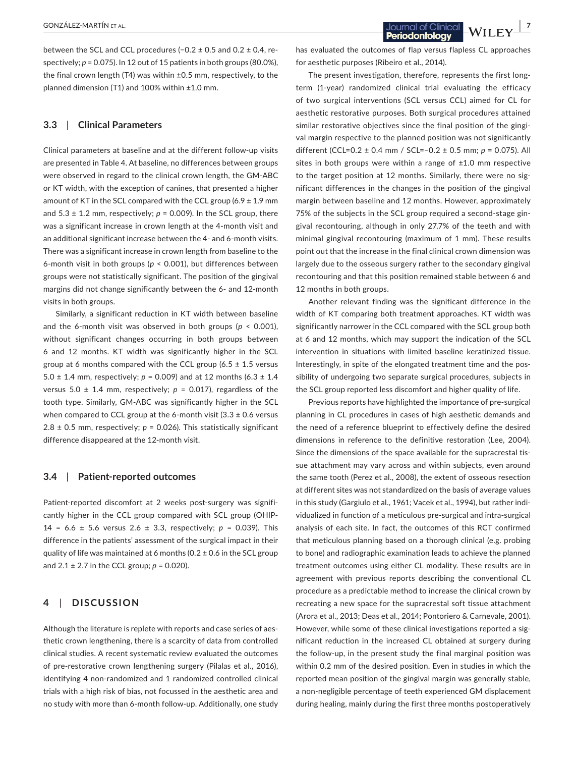between the SCL and CCL procedures (−0.2 ± 0.5 and 0.2 ± 0.4, respectively; $p = 0.075$). In 12 out of 15 patients in both groups (80.0%), the final crown length (T4) was within ±0.5 mm, respectively, to the planned dimension (T1) and 100% within ±1.0 mm.

### 3.3 | Clinical Parameters

Clinical parameters at baseline and at the different follow-up visits are presented in Table 4. At baseline, no differences between groups were observed in regard to the clinical crown length, the GM-ABC or KT width, with the exception of canines, that presented a higher amount of KT in the SCL compared with the CCL group (6.9 ± 1.9 mm and 5.3 ± 1.2 mm, respectively; $p = 0.009$). In the SCL group, there was a significant increase in crown length at the 4-month visit and an additional significant increase between the 4- and 6-month visits. There was a significant increase in crown length from baseline to the 6-month visit in both groups ($p < 0.001$), but differences between groups were not statistically significant. The position of the gingival margins did not change significantly between the 6- and 12-month visits in both groups.

Similarly, a significant reduction in KT width between baseline and the 6-month visit was observed in both groups ($p < 0.001$), without significant changes occurring in both groups between 6 and 12 months. KT width was significantly higher in the SCL group at 6 months compared with the CCL group (6.5 ± 1.5 versus 5.0 ± 1.4 mm, respectively; $p = 0.009$) and at 12 months (6.3 ± 1.4 versus 5.0 ± 1.4 mm, respectively; $p = 0.017$), regardless of the tooth type. Similarly, GM-ABC was significantly higher in the SCL when compared to CCL group at the 6-month visit (3.3 ± 0.6 versus 2.8 ± 0.5 mm, respectively; $p = 0.026$). This statistically significant difference disappeared at the 12-month visit.

### 3.4 | Patient-reported outcomes

Patient-reported discomfort at 2 weeks post-surgery was significantly higher in the CCL group compared with SCL group (OHIP-14 = 6.6 ± 5.6 versus 2.6 ± 3.3, respectively; $p = 0.039$). This difference in the patients' assessment of the surgical impact in their quality of life was maintained at 6 months (0.2 ± 0.6 in the SCL group and 2.1 ± 2.7 in the CCL group; $p = 0.020$).

## 4 | DISCUSSION

Although the literature is replete with reports and case series of aesthetic crown lengthening, there is a scarcity of data from controlled clinical studies. A recent systematic review evaluated the outcomes of pre-restorative crown lengthening surgery (Pilalas et al., 2016), identifying 4 non-randomized and 1 randomized controlled clinical trials with a high risk of bias, not focussed in the aesthetic area and no study with more than 6-month follow-up. Additionally, one study has evaluated the outcomes of flap versus flapless CL approaches for aesthetic purposes (Ribeiro et al., 2014).

The present investigation, therefore, represents the first long-term (1-year) randomized clinical trial evaluating the efficacy of two surgical interventions (SCL versus CCL) aimed for CL for aesthetic restorative purposes. Both surgical procedures attained similar restorative objectives since the final position of the gingival margin respective to the planned position was not significantly different (CCL=0.2 ± 0.4 mm / SCL=−0.2 ± 0.5 mm; $p = 0.075$). All sites in both groups were within a range of ±1.0 mm respective to the target position at 12 months. Similarly, there were no significant differences in the changes in the position of the gingival margin between baseline and 12 months. However, approximately 75% of the subjects in the SCL group required a second-stage gingival recontouring, although in only 27,7% of the teeth and with minimal gingival recontouring (maximum of 1 mm). These results point out that the increase in the final clinical crown dimension was largely due to the osseous surgery rather to the secondary gingival recontouring and that this position remained stable between 6 and 12 months in both groups.

Another relevant finding was the significant difference in the width of KT comparing both treatment approaches. KT width was significantly narrower in the CCL compared with the SCL group both at 6 and 12 months, which may support the indication of the SCL intervention in situations with limited baseline keratinized tissue. Interestingly, in spite of the elongated treatment time and the possibility of undergoing two separate surgical procedures, subjects in the SCL group reported less discomfort and higher quality of life.

Previous reports have highlighted the importance of pre-surgical planning in CL procedures in cases of high aesthetic demands and the need of a reference blueprint to effectively define the desired dimensions in reference to the definitive restoration (Lee, 2004). Since the dimensions of the space available for the supracrestal tissue attachment may vary across and within subjects, even around the same tooth (Perez et al., 2008), the extent of osseous resection at different sites was not standardized on the basis of average values in this study (Gargiulo et al., 1961; Vacek et al., 1994), but rather individualized in function of a meticulous pre-surgical and intra-surgical analysis of each site. In fact, the outcomes of this RCT confirmed that meticulous planning based on a thorough clinical (e.g. probing to bone) and radiographic examination leads to achieve the planned treatment outcomes using either CL modality. These results are in agreement with previous reports describing the conventional CL procedure as a predictable method to increase the clinical crown by recreating a new space for the supracrestal soft tissue attachment (Arora et al., 2013; Deas et al., 2014; Pontoriero & Carnevale, 2001). However, while some of these clinical investigations reported a significant reduction in the increased CL obtained at surgery during the follow-up, in the present study the final marginal position was within 0.2 mm of the desired position. Even in studies in which the reported mean position of the gingival margin was generally stable, a non-negligible percentage of teeth experienced GM displacement during healing, mainly during the first three months postoperatively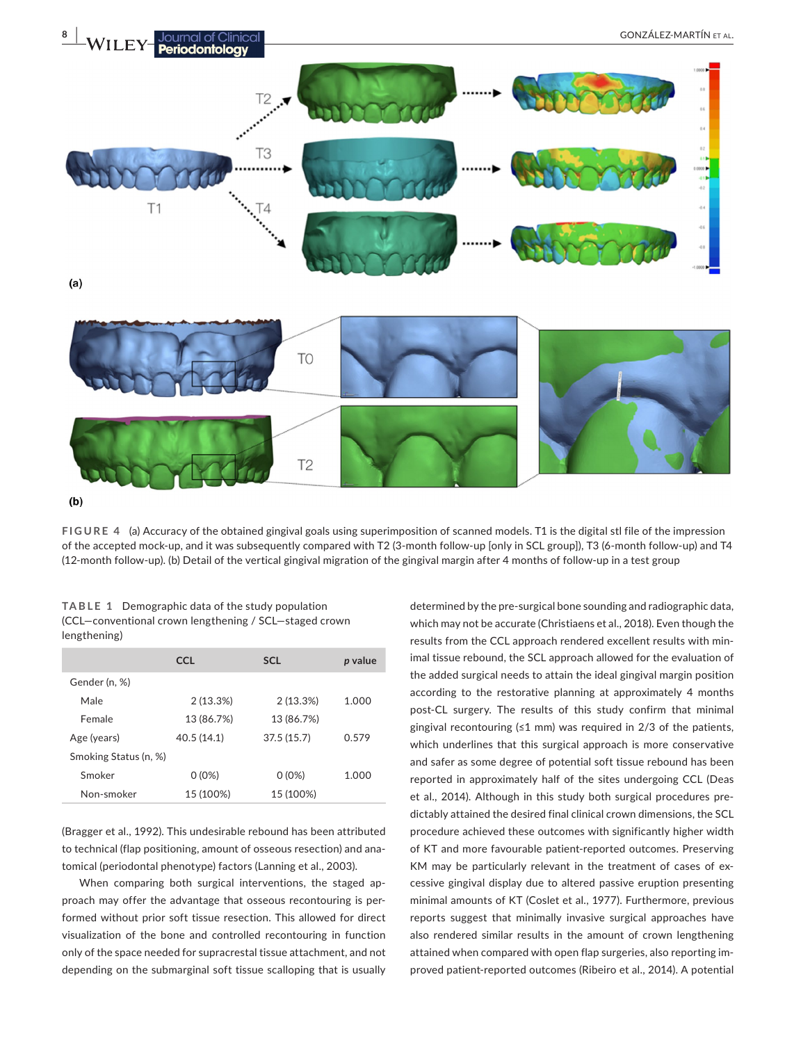FIGURE 4 (a) Accuracy of the obtained gingival goals using superimposition of scanned models. T1 is the digital stl file of the impression of the accepted mock-up, and it was subsequently compared with T2 (3-month follow-up [only in SCL group]), T3 (6-month follow-up) and T4 (12-month follow-up). (b) Detail of the vertical gingival migration of the gingival margin after 4 months of follow-up in a test group

TABLE 1 Demographic data of the study population (CCL—conventional crown lengthening / SCL—staged crown lengthening)

| | CCL | SCL | *p* value |
|---|---|---|---|
| Gender (n, %) | | | |
| Male | 2 (13.3%) | 2 (13.3%) | 1.000 |
| Female | 13 (86.7%) | 13 (86.7%) | |
| Age (years) | 40.5 (14.1) | 37.5 (15.7) | 0.579 |
| Smoking Status (n, %) | | | |
| Smoker | 0 (0%) | 0 (0%) | 1.000 |
| Non-smoker | 15 (100%) | 15 (100%) | |

(Bragger et al., 1992). This undesirable rebound has been attributed to technical (flap positioning, amount of osseous resection) and anatomical (periodontal phenotype) factors (Lanning et al., 2003).

When comparing both surgical interventions, the staged approach may offer the advantage that osseous recontouring is performed without prior soft tissue resection. This allowed for direct visualization of the bone and controlled recontouring in function only of the space needed for supracrestal tissue attachment, and not depending on the submarginal soft tissue scalloping that is usually determined by the pre-surgical bone sounding and radiographic data, which may not be accurate (Christiaens et al., 2018). Even though the results from the CCL approach rendered excellent results with minimal tissue rebound, the SCL approach allowed for the evaluation of the added surgical needs to attain the ideal gingival margin position according to the restorative planning at approximately 4 months post-CL surgery. The results of this study confirm that minimal gingival recontouring (≤1 mm) was required in 2/3 of the patients, which underlines that this surgical approach is more conservative and safer as some degree of potential soft tissue rebound has been reported in approximately half of the sites undergoing CCL (Deas et al., 2014). Although in this study both surgical procedures predictably attained the desired final clinical crown dimensions, the SCL procedure achieved these outcomes with significantly higher width of KT and more favourable patient-reported outcomes. Preserving KM may be particularly relevant in the treatment of cases of excessive gingival display due to altered passive eruption presenting minimal amounts of KT (Coslet et al., 1977). Furthermore, previous reports suggest that minimally invasive surgical approaches have also rendered similar results in the amount of crown lengthening attained when compared with open flap surgeries, also reporting improved patient-reported outcomes (Ribeiro et al., 2014). A potential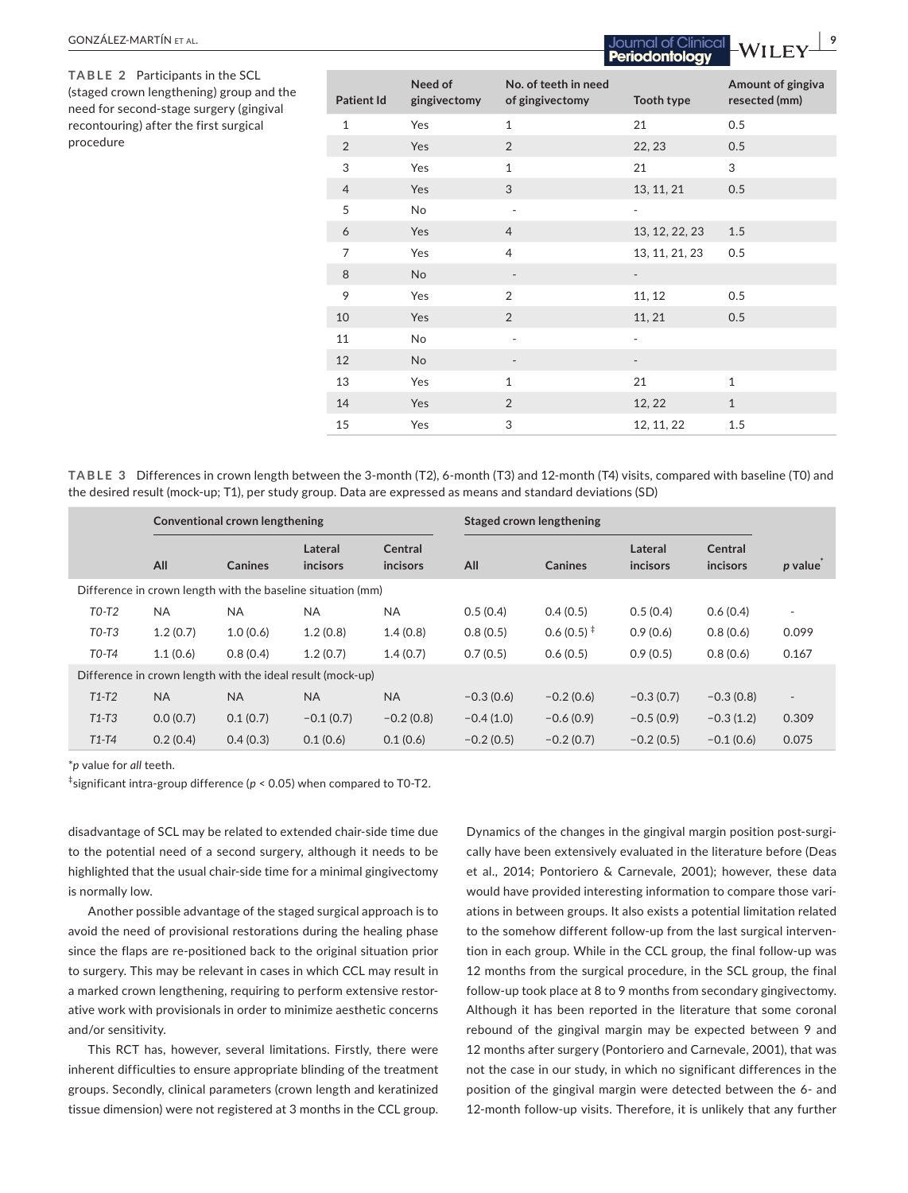**TABLE 2** Participants in the SCL (staged crown lengthening) group and the need for second-stage surgery (gingival recontouring) after the first surgical procedure

| Patient Id | Need of gingivectomy | No. of teeth in need of gingivectomy | Tooth type | Amount of gingiva resected (mm) |
|---|---|---|---|---|
| 1 | Yes | 1 | 21 | 0.5 |
| 2 | Yes | 2 | 22, 23 | 0.5 |
| 3 | Yes | 1 | 21 | 3 |
| 4 | Yes | 3 | 13, 11, 21 | 0.5 |
| 5 | No | - | - | |
| 6 | Yes | 4 | 13, 12, 22, 23 | 1.5 |
| 7 | Yes | 4 | 13, 11, 21, 23 | 0.5 |
| 8 | No | - | - | |
| 9 | Yes | 2 | 11, 12 | 0.5 |
| 10 | Yes | 2 | 11, 21 | 0.5 |
| 11 | No | - | - | |
| 12 | No | - | - | |
| 13 | Yes | 1 | 21 | 1 |
| 14 | Yes | 2 | 12, 22 | 1 |
| 15 | Yes | 3 | 12, 11, 22 | 1.5 |

**TABLE 3** Differences in crown length between the 3-month (T2), 6-month (T3) and 12-month (T4) visits, compared with baseline (T0) and the desired result (mock-up; T1), per study group. Data are expressed as means and standard deviations (SD)

| | Conventional crown lengthening | | | | Staged crown lengthening | | | | |
|---|---|---|---|---|---|---|---|---|---|
| | All | Canines | Lateral incisors | Central incisors | All | Canines | Lateral incisors | Central incisors | *p* value* |
| Difference in crown length with the baseline situation (mm) | | | | | | | | | |
| *T0-T2* | NA | NA | NA | NA | 0.5 (0.4) | 0.4 (0.5) | 0.5 (0.4) | 0.6 (0.4) | - |
| *T0-T3* | 1.2 (0.7) | 1.0 (0.6) | 1.2 (0.8) | 1.4 (0.8) | 0.8 (0.5) | 0.6 (0.5) ‡ | 0.9 (0.6) | 0.8 (0.6) | 0.099 |
| *T0-T4* | 1.1 (0.6) | 0.8 (0.4) | 1.2 (0.7) | 1.4 (0.7) | 0.7 (0.5) | 0.6 (0.5) | 0.9 (0.5) | 0.8 (0.6) | 0.167 |
| Difference in crown length with the ideal result (mock-up) | | | | | | | | | |
| *T1-T2* | NA | NA | NA | NA | −0.3 (0.6) | −0.2 (0.6) | −0.3 (0.7) | −0.3 (0.8) | - |
| *T1-T3* | 0.0 (0.7) | 0.1 (0.7) | −0.1 (0.7) | −0.2 (0.8) | −0.4 (1.0) | −0.6 (0.9) | −0.5 (0.9) | −0.3 (1.2) | 0.309 |
| *T1-T4* | 0.2 (0.4) | 0.4 (0.3) | 0.1 (0.6) | 0.1 (0.6) | −0.2 (0.5) | −0.2 (0.7) | −0.2 (0.5) | −0.1 (0.6) | 0.075 |

*$p$ value for *all* teeth.

‡significant intra-group difference ($p < 0.05$) when compared to T0-T2.

disadvantage of SCL may be related to extended chair-side time due to the potential need of a second surgery, although it needs to be highlighted that the usual chair-side time for a minimal gingivectomy is normally low.

Another possible advantage of the staged surgical approach is to avoid the need of provisional restorations during the healing phase since the flaps are re-positioned back to the original situation prior to surgery. This may be relevant in cases in which CCL may result in a marked crown lengthening, requiring to perform extensive restorative work with provisionals in order to minimize aesthetic concerns and/or sensitivity.

This RCT has, however, several limitations. Firstly, there were inherent difficulties to ensure appropriate blinding of the treatment groups. Secondly, clinical parameters (crown length and keratinized tissue dimension) were not registered at 3 months in the CCL group. Dynamics of the changes in the gingival margin position post-surgically have been extensively evaluated in the literature before (Deas et al., 2014; Pontoriero & Carnevale, 2001); however, these data would have provided interesting information to compare those variations in between groups. It also exists a potential limitation related to the somehow different follow-up from the last surgical intervention in each group. While in the CCL group, the final follow-up was 12 months from the surgical procedure, in the SCL group, the final follow-up took place at 8 to 9 months from secondary gingivectomy. Although it has been reported in the literature that some coronal rebound of the gingival margin may be expected between 9 and 12 months after surgery (Pontoriero and Carnevale, 2001), that was not the case in our study, in which no significant differences in the position of the gingival margin were detected between the 6- and 12-month follow-up visits. Therefore, it is unlikely that any further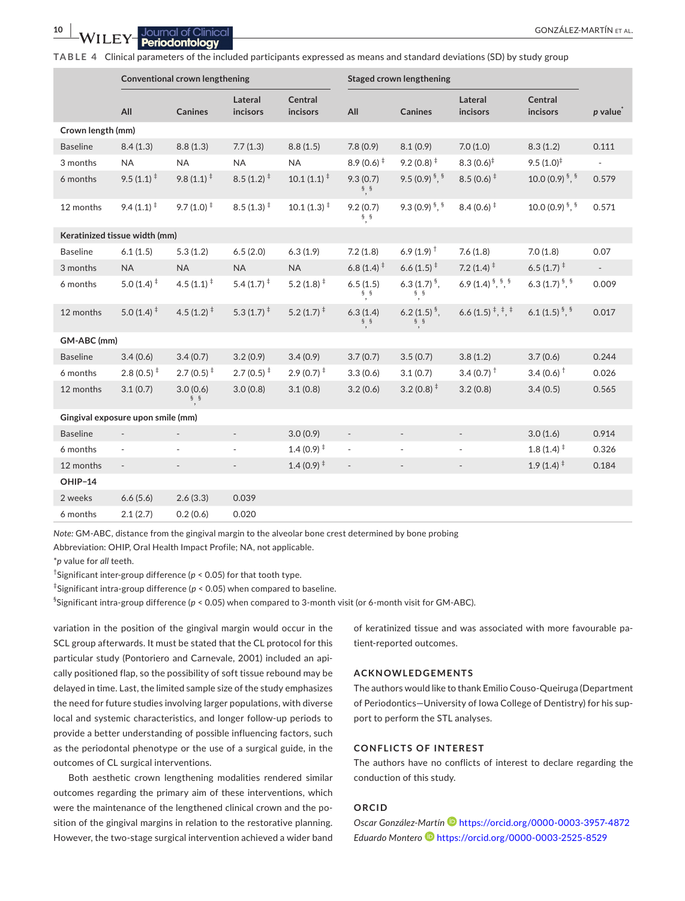**TABLE 4** Clinical parameters of the included participants expressed as means and standard deviations (SD) by study group

| | Conventional crown lengthening | | | | Staged crown lengthening | | | | |
|---|---|---|---|---|---|---|---|---|---|
| | All | Canines | Lateral incisors | Central incisors | All | Canines | Lateral incisors | Central incisors | p value* |
| **Crown length (mm)** | | | | | | | | | |
| Baseline | 8.4 (1.3) | 8.8 (1.3) | 7.7 (1.3) | 8.8 (1.5) | 7.8 (0.9) | 8.1 (0.9) | 7.0 (1.0) | 8.3 (1.2) | 0.111 |
| 3 months | NA | NA | NA | NA | 8.9 (0.6) ‡ | 9.2 (0.8) ‡ | 8.3 (0.6)‡ | 9.5 (1.0)‡ | - |
| 6 months | 9.5 (1.1) ‡ | 9.8 (1.1) ‡ | 8.5 (1.2) ‡ | 10.1 (1.1) ‡ | 9.3 (0.7) §, § | 9.5 (0.9) §, § | 8.5 (0.6) ‡ | 10.0 (0.9) §, § | 0.579 |
| 12 months | 9.4 (1.1) ‡ | 9.7 (1.0) ‡ | 8.5 (1.3) ‡ | 10.1 (1.3) ‡ | 9.2 (0.7) §, § | 9.3 (0.9) §, § | 8.4 (0.6) ‡ | 10.0 (0.9) §, § | 0.571 |
| **Keratinized tissue width (mm)** | | | | | | | | | |
| Baseline | 6.1 (1.5) | 5.3 (1.2) | 6.5 (2.0) | 6.3 (1.9) | 7.2 (1.8) | 6.9 (1.9) † | 7.6 (1.8) | 7.0 (1.8) | 0.07 |
| 3 months | NA | NA | NA | NA | 6.8 (1.4) ‡ | 6.6 (1.5) ‡ | 7.2 (1.4) ‡ | 6.5 (1.7) ‡ | - |
| 6 months | 5.0 (1.4) ‡ | 4.5 (1.1) ‡ | 5.4 (1.7) ‡ | 5.2 (1.8) ‡ | 6.5 (1.5) §, § | 6.3 (1.7) §, §, § | 6.9 (1.4) §, §, § | 6.3 (1.7) §, § | 0.009 |
| 12 months | 5.0 (1.4) ‡ | 4.5 (1.2) ‡ | 5.3 (1.7) ‡ | 5.2 (1.7) ‡ | 6.3 (1.4) §, § | 6.2 (1.5) §, §, § | 6.6 (1.5) ‡, ‡, ‡ | 6.1 (1.5) §, § | 0.017 |
| **GM-ABC (mm)** | | | | | | | | | |
| Baseline | 3.4 (0.6) | 3.4 (0.7) | 3.2 (0.9) | 3.4 (0.9) | 3.7 (0.7) | 3.5 (0.7) | 3.8 (1.2) | 3.7 (0.6) | 0.244 |
| 6 months | 2.8 (0.5) ‡ | 2.7 (0.5) ‡ | 2.7 (0.5) ‡ | 2.9 (0.7) ‡ | 3.3 (0.6) | 3.1 (0.7) | 3.4 (0.7) † | 3.4 (0.6) † | 0.026 |
| 12 months | 3.1 (0.7) | 3.0 (0.6) §, § | 3.0 (0.8) | 3.1 (0.8) | 3.2 (0.6) | 3.2 (0.8) ‡ | 3.2 (0.8) | 3.4 (0.5) | 0.565 |
| **Gingival exposure upon smile (mm)** | | | | | | | | | |
| Baseline | - | - | - | 3.0 (0.9) | - | - | - | 3.0 (1.6) | 0.914 |
| 6 months | - | - | - | 1.4 (0.9) ‡ | - | - | - | 1.8 (1.4) ‡ | 0.326 |
| 12 months | - | - | - | 1.4 (0.9) ‡ | - | - | - | 1.9 (1.4) ‡ | 0.184 |
| **OHIP–14** | | | | | | | | | |
| 2 weeks | 6.6 (5.6) | 2.6 (3.3) | 0.039 | | | | | | |
| 6 months | 2.1 (2.7) | 0.2 (0.6) | 0.020 | | | | | | |

*Note:* GM-ABC, distance from the gingival margin to the alveolar bone crest determined by bone probing

Abbreviation: OHIP, Oral Health Impact Profile; NA, not applicable.

*p value for *all* teeth.

†Significant inter-group difference ($p < 0.05$) for that tooth type.

‡Significant intra-group difference ($p < 0.05$) when compared to baseline.

§Significant intra-group difference ($p < 0.05$) when compared to 3-month visit (or 6-month visit for GM-ABC).

variation in the position of the gingival margin would occur in the SCL group afterwards. It must be stated that the CL protocol for this particular study (Pontoriero and Carnevale, 2001) included an apically positioned flap, so the possibility of soft tissue rebound may be delayed in time. Last, the limited sample size of the study emphasizes the need for future studies involving larger populations, with diverse local and systemic characteristics, and longer follow-up periods to provide a better understanding of possible influencing factors, such as the periodontal phenotype or the use of a surgical guide, in the outcomes of CL surgical interventions.

Both aesthetic crown lengthening modalities rendered similar outcomes regarding the primary aim of these interventions, which were the maintenance of the lengthened clinical crown and the position of the gingival margins in relation to the restorative planning. However, the two-stage surgical intervention achieved a wider band of keratinized tissue and was associated with more favourable patient-reported outcomes.

## ACKNOWLEDGEMENTS

The authors would like to thank Emilio Couso-Queiruga (Department of Periodontics—University of Iowa College of Dentistry) for his support to perform the STL analyses.

## CONFLICTS OF INTEREST

The authors have no conflicts of interest to declare regarding the conduction of this study.

## ORCID

*Oscar González-Martín* https://orcid.org/0000-0003-3957-4872

*Eduardo Montero* https://orcid.org/0000-0003-2525-8529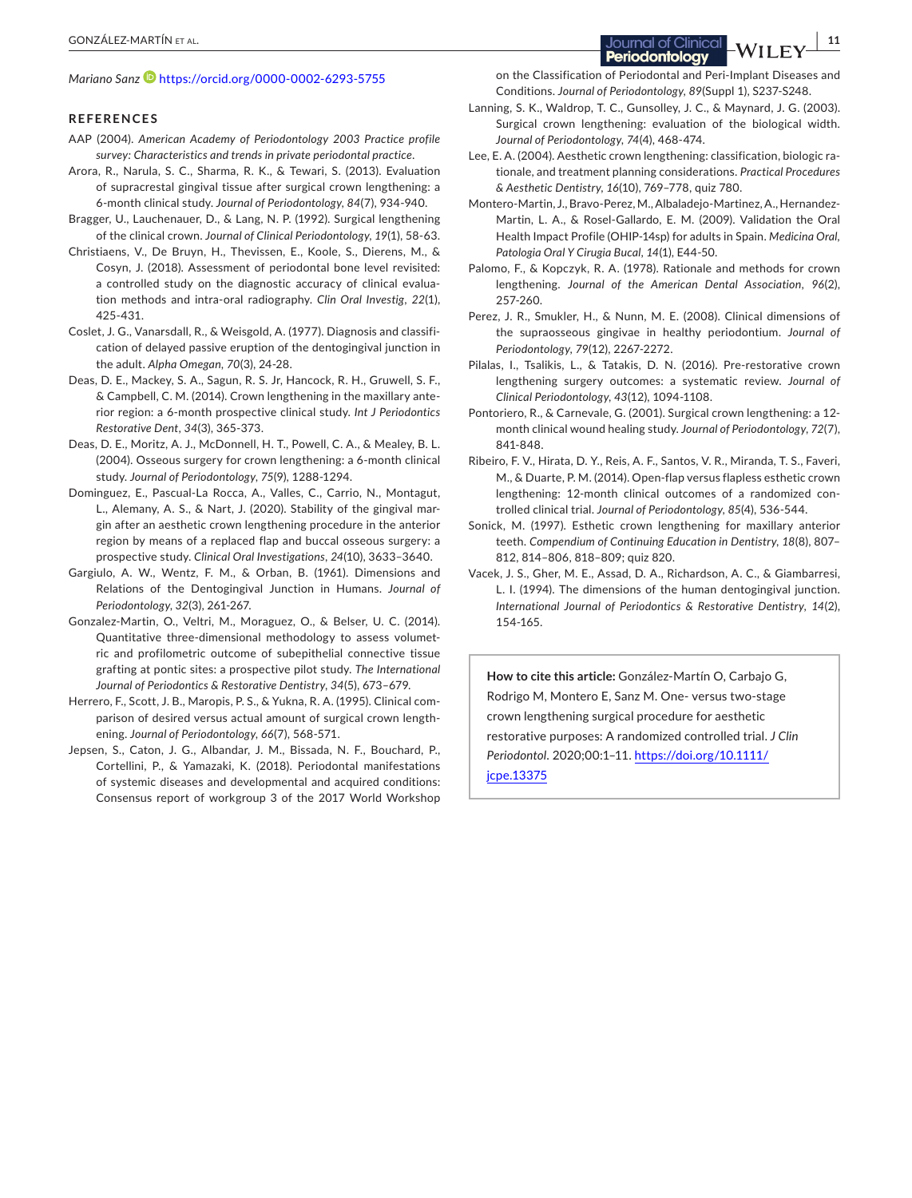*Mariano Sanz* https://orcid.org/0000-0002-6293-5755

## REFERENCES

AAP (2004). *American Academy of Periodontology 2003 Practice profile survey: Characteristics and trends in private periodontal practice*.

Arora, R., Narula, S. C., Sharma, R. K., & Tewari, S. (2013). Evaluation of supracrestal gingival tissue after surgical crown lengthening: a 6-month clinical study. *Journal of Periodontology*, *84*(7), 934-940.

Bragger, U., Lauchenauer, D., & Lang, N. P. (1992). Surgical lengthening of the clinical crown. *Journal of Clinical Periodontology*, *19*(1), 58-63.

Christiaens, V., De Bruyn, H., Thevissen, E., Koole, S., Dierens, M., & Cosyn, J. (2018). Assessment of periodontal bone level revisited: a controlled study on the diagnostic accuracy of clinical evaluation methods and intra-oral radiography. *Clin Oral Investig*, *22*(1), 425-431.

Coslet, J. G., Vanarsdall, R., & Weisgold, A. (1977). Diagnosis and classification of delayed passive eruption of the dentogingival junction in the adult. *Alpha Omegan*, *70*(3), 24-28.

Deas, D. E., Mackey, S. A., Sagun, R. S. Jr, Hancock, R. H., Gruwell, S. F., & Campbell, C. M. (2014). Crown lengthening in the maxillary anterior region: a 6-month prospective clinical study. *Int J Periodontics Restorative Dent*, *34*(3), 365-373.

Deas, D. E., Moritz, A. J., McDonnell, H. T., Powell, C. A., & Mealey, B. L. (2004). Osseous surgery for crown lengthening: a 6-month clinical study. *Journal of Periodontology*, *75*(9), 1288-1294.

Dominguez, E., Pascual-La Rocca, A., Valles, C., Carrio, N., Montagut, L., Alemany, A. S., & Nart, J. (2020). Stability of the gingival margin after an aesthetic crown lengthening procedure in the anterior region by means of a replaced flap and buccal osseous surgery: a prospective study. *Clinical Oral Investigations*, *24*(10), 3633–3640.

Gargiulo, A. W., Wentz, F. M., & Orban, B. (1961). Dimensions and Relations of the Dentogingival Junction in Humans. *Journal of Periodontology*, *32*(3), 261-267.

Gonzalez-Martin, O., Veltri, M., Moraguez, O., & Belser, U. C. (2014). Quantitative three-dimensional methodology to assess volumetric and profilometric outcome of subepithelial connective tissue grafting at pontic sites: a prospective pilot study. *The International Journal of Periodontics & Restorative Dentistry*, *34*(5), 673–679.

Herrero, F., Scott, J. B., Maropis, P. S., & Yukna, R. A. (1995). Clinical comparison of desired versus actual amount of surgical crown lengthening. *Journal of Periodontology*, *66*(7), 568-571.

Jepsen, S., Caton, J. G., Albandar, J. M., Bissada, N. F., Bouchard, P., Cortellini, P., & Yamazaki, K. (2018). Periodontal manifestations of systemic diseases and developmental and acquired conditions: Consensus report of workgroup 3 of the 2017 World Workshop on the Classification of Periodontal and Peri-Implant Diseases and Conditions. *Journal of Periodontology*, *89*(Suppl 1), S237-S248.

Lanning, S. K., Waldrop, T. C., Gunsolley, J. C., & Maynard, J. G. (2003). Surgical crown lengthening: evaluation of the biological width. *Journal of Periodontology*, *74*(4), 468-474.

Lee, E. A. (2004). Aesthetic crown lengthening: classification, biologic rationale, and treatment planning considerations. *Practical Procedures & Aesthetic Dentistry*, *16*(10), 769–778, quiz 780.

Montero-Martin, J., Bravo-Perez, M., Albaladejo-Martinez, A., Hernandez-Martin, L. A., & Rosel-Gallardo, E. M. (2009). Validation the Oral Health Impact Profile (OHIP-14sp) for adults in Spain. *Medicina Oral, Patologia Oral Y Cirugia Bucal*, *14*(1), E44-50.

Palomo, F., & Kopczyk, R. A. (1978). Rationale and methods for crown lengthening. *Journal of the American Dental Association*, *96*(2), 257-260.

Perez, J. R., Smukler, H., & Nunn, M. E. (2008). Clinical dimensions of the supraosseous gingivae in healthy periodontium. *Journal of Periodontology*, *79*(12), 2267-2272.

Pilalas, I., Tsalikis, L., & Tatakis, D. N. (2016). Pre-restorative crown lengthening surgery outcomes: a systematic review. *Journal of Clinical Periodontology*, *43*(12), 1094-1108.

Pontoriero, R., & Carnevale, G. (2001). Surgical crown lengthening: a 12-month clinical wound healing study. *Journal of Periodontology*, *72*(7), 841-848.

Ribeiro, F. V., Hirata, D. Y., Reis, A. F., Santos, V. R., Miranda, T. S., Faveri, M., & Duarte, P. M. (2014). Open-flap versus flapless esthetic crown lengthening: 12-month clinical outcomes of a randomized controlled clinical trial. *Journal of Periodontology*, *85*(4), 536-544.

Sonick, M. (1997). Esthetic crown lengthening for maxillary anterior teeth. *Compendium of Continuing Education in Dentistry*, *18*(8), 807–812, 814–806, 818–809; quiz 820.

Vacek, J. S., Gher, M. E., Assad, D. A., Richardson, A. C., & Giambarresi, L. I. (1994). The dimensions of the human dentogingival junction. *International Journal of Periodontics & Restorative Dentistry*, *14*(2), 154-165.

**How to cite this article:** González-Martín O, Carbajo G, Rodrigo M, Montero E, Sanz M. One- versus two-stage crown lengthening surgical procedure for aesthetic restorative purposes: A randomized controlled trial. *J Clin Periodontol*. 2020;00:1–11. https://doi.org/10.1111/jcpe.13375